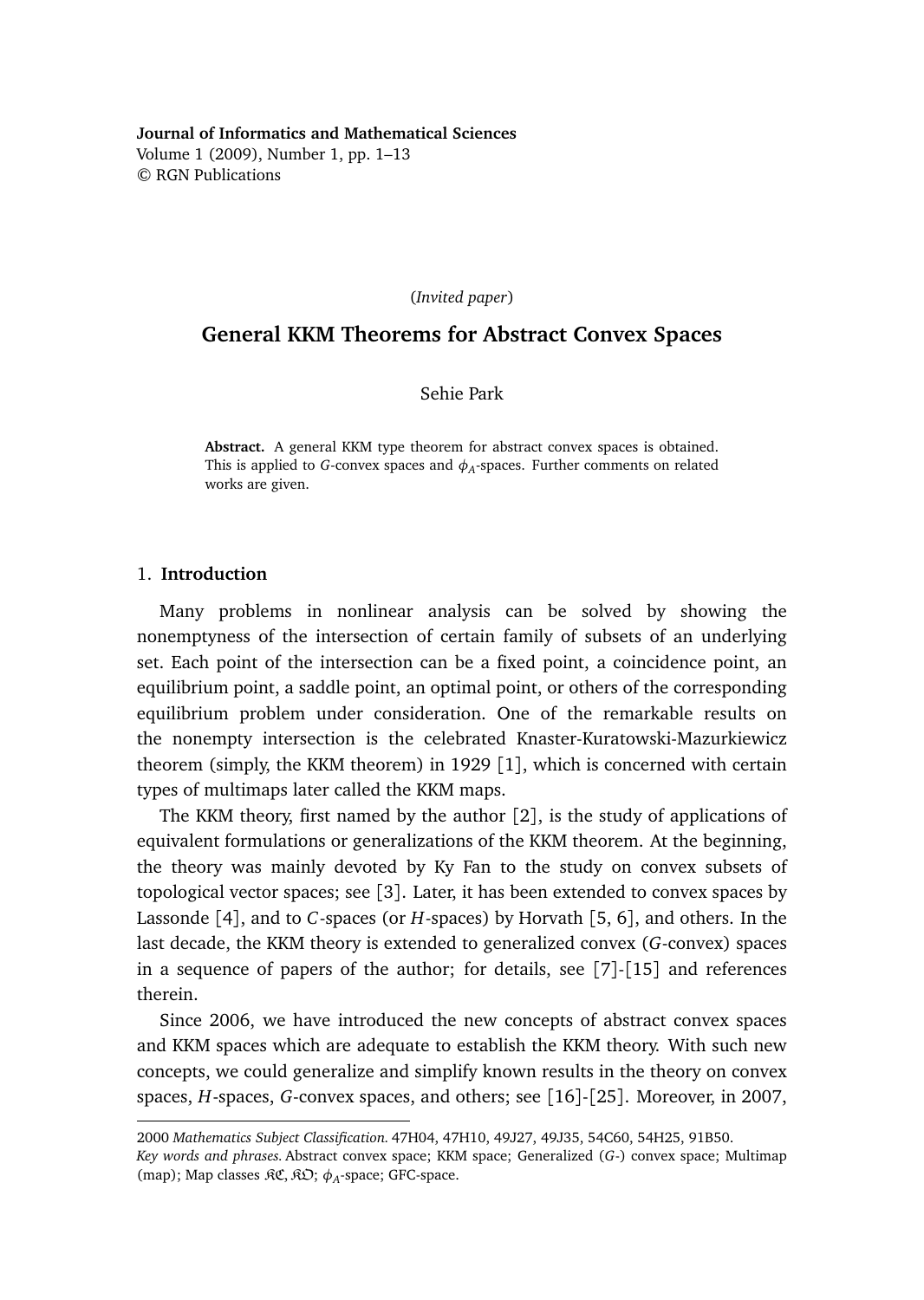(*Invited paper*)

# General KKM Theorems for Abstract Convex Spaces

Sehie Park

**Abstract.** A general KKM type theorem for abstract convex spaces is obtained. This is applied to $G$-convex spaces and $\phi_A$-spaces. Further comments on related works are given.

## 1. Introduction

Many problems in nonlinear analysis can be solved by showing the nonemptyness of the intersection of certain family of subsets of an underlying set. Each point of the intersection can be a fixed point, a coincidence point, an equilibrium point, a saddle point, an optimal point, or others of the corresponding equilibrium problem under consideration. One of the remarkable results on the nonempty intersection is the celebrated Knaster-Kuratowski-Mazurkiewicz theorem (simply, the KKM theorem) in 1929 [1], which is concerned with certain types of multimaps later called the KKM maps.

The KKM theory, first named by the author [2], is the study of applications of equivalent formulations or generalizations of the KKM theorem. At the beginning, the theory was mainly devoted by Ky Fan to the study on convex subsets of topological vector spaces; see [3]. Later, it has been extended to convex spaces by Lassonde [4], and to $C$-spaces (or $H$-spaces) by Horvath [5, 6], and others. In the last decade, the KKM theory is extended to generalized convex ($G$-convex) spaces in a sequence of papers of the author; for details, see [7]-[15] and references therein.

Since 2006, we have introduced the new concepts of abstract convex spaces and KKM spaces which are adequate to establish the KKM theory. With such new concepts, we could generalize and simplify known results in the theory on convex spaces, $H$-spaces, $G$-convex spaces, and others; see [16]-[25]. Moreover, in 2007,

---

2000 *Mathematics Subject Classification.* 47H04, 47H10, 49J27, 49J35, 54C60, 54H25, 91B50.

*Key words and phrases.* Abstract convex space; KKM space; Generalized ($G$-) convex space; Multimap (map); Map classes $\mathfrak{KC}, \mathfrak{KO}$; $\phi_A$-space; GFC-space.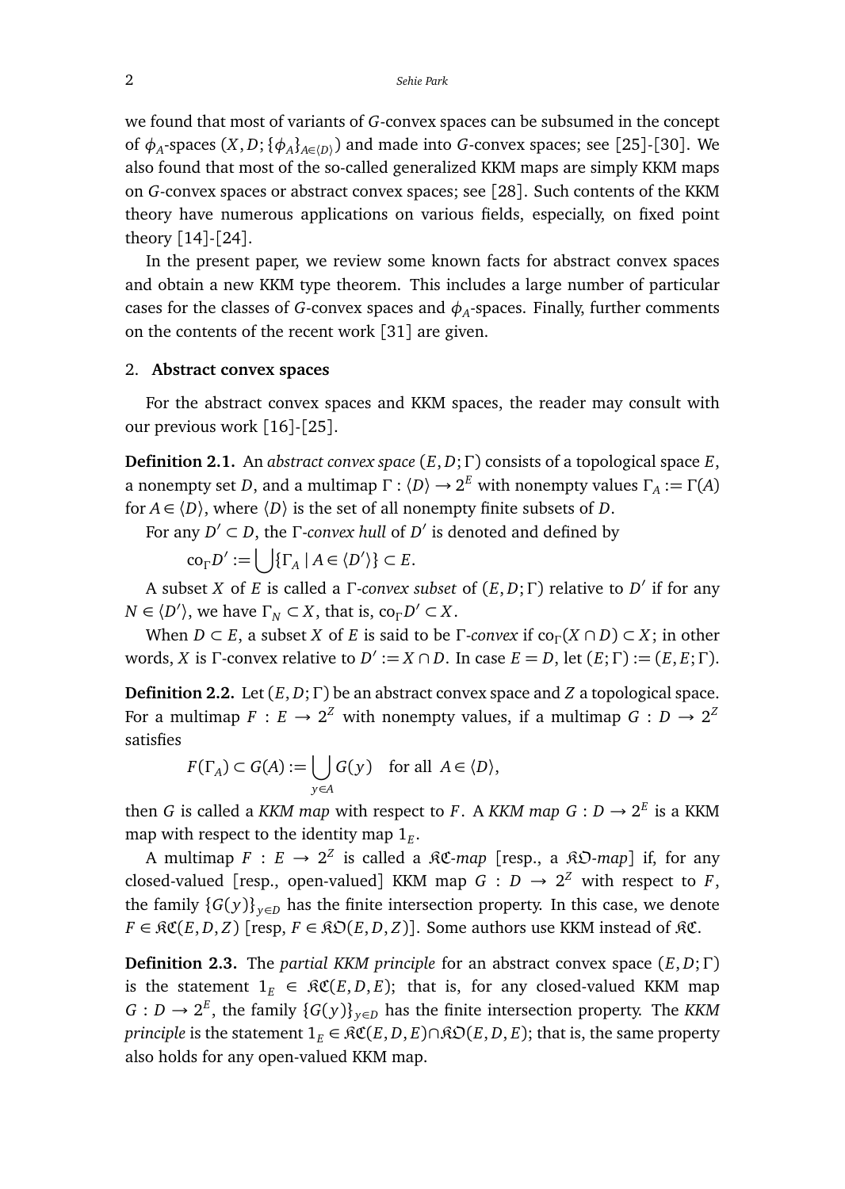we found that most of variants of $G$-convex spaces can be subsumed in the concept of $\phi_A$-spaces $(X, D; \{\phi_A\}_{A\in\langle D\rangle})$ and made into $G$-convex spaces; see [25]-[30]. We also found that most of the so-called generalized KKM maps are simply KKM maps on $G$-convex spaces or abstract convex spaces; see [28]. Such contents of the KKM theory have numerous applications on various fields, especially, on fixed point theory [14]-[24].

In the present paper, we review some known facts for abstract convex spaces and obtain a new KKM type theorem. This includes a large number of particular cases for the classes of $G$-convex spaces and $\phi_A$-spaces. Finally, further comments on the contents of the recent work [31] are given.

## 2. **Abstract convex spaces**

For the abstract convex spaces and KKM spaces, the reader may consult with our previous work [16]-[25].

**Definition 2.1.** An *abstract convex space* $(E, D; \Gamma)$ consists of a topological space $E$, a nonempty set $D$, and a multimap $\Gamma : \langle D\rangle \to 2^E$ with nonempty values $\Gamma_A := \Gamma(A)$ for $A \in \langle D\rangle$, where $\langle D\rangle$ is the set of all nonempty finite subsets of $D$.

For any $D' \subset D$, the $\Gamma$*-convex hull* of $D'$ is denoted and defined by

$$\mathrm{co}_\Gamma D' := \bigcup\{\Gamma_A \mid A \in \langle D'\rangle\} \subset E.$$

A subset $X$ of $E$ is called a $\Gamma$*-convex subset* of $(E, D; \Gamma)$ relative to $D'$ if for any $N \in \langle D'\rangle$, we have $\Gamma_N \subset X$, that is, $\mathrm{co}_\Gamma D' \subset X$.

When $D \subset E$, a subset $X$ of $E$ is said to be $\Gamma$*-convex* if $\mathrm{co}_\Gamma(X \cap D) \subset X$; in other words, $X$ is $\Gamma$-convex relative to $D' := X \cap D$. In case $E = D$, let $(E; \Gamma) := (E, E; \Gamma)$.

**Definition 2.2.** Let $(E, D; \Gamma)$ be an abstract convex space and $Z$ a topological space. For a multimap $F : E \to 2^Z$ with nonempty values, if a multimap $G : D \to 2^Z$ satisfies

$$F(\Gamma_A) \subset G(A) := \bigcup_{y\in A} G(y) \quad \text{for all } A \in \langle D\rangle,$$

then $G$ is called a *KKM map* with respect to $F$. A *KKM map* $G : D \to 2^E$ is a KKM map with respect to the identity map $1_E$.

A multimap $F : E \to 2^Z$ is called a $\mathfrak{KC}$*-map* [resp., a $\mathfrak{KO}$*-map*] if, for any closed-valued [resp., open-valued] KKM map $G : D \to 2^Z$ with respect to $F$, the family $\{G(y)\}_{y\in D}$ has the finite intersection property. In this case, we denote $F \in \mathfrak{KC}(E, D, Z)$ [resp, $F \in \mathfrak{KO}(E, D, Z)$]. Some authors use KKM instead of $\mathfrak{KC}$.

**Definition 2.3.** The *partial KKM principle* for an abstract convex space $(E, D; \Gamma)$ is the statement $1_E \in \mathfrak{KC}(E, D, E)$; that is, for any closed-valued KKM map $G : D \to 2^E$, the family $\{G(y)\}_{y\in D}$ has the finite intersection property. The *KKM principle* is the statement $1_E \in \mathfrak{KC}(E, D, E) \cap \mathfrak{KO}(E, D, E)$; that is, the same property also holds for any open-valued KKM map.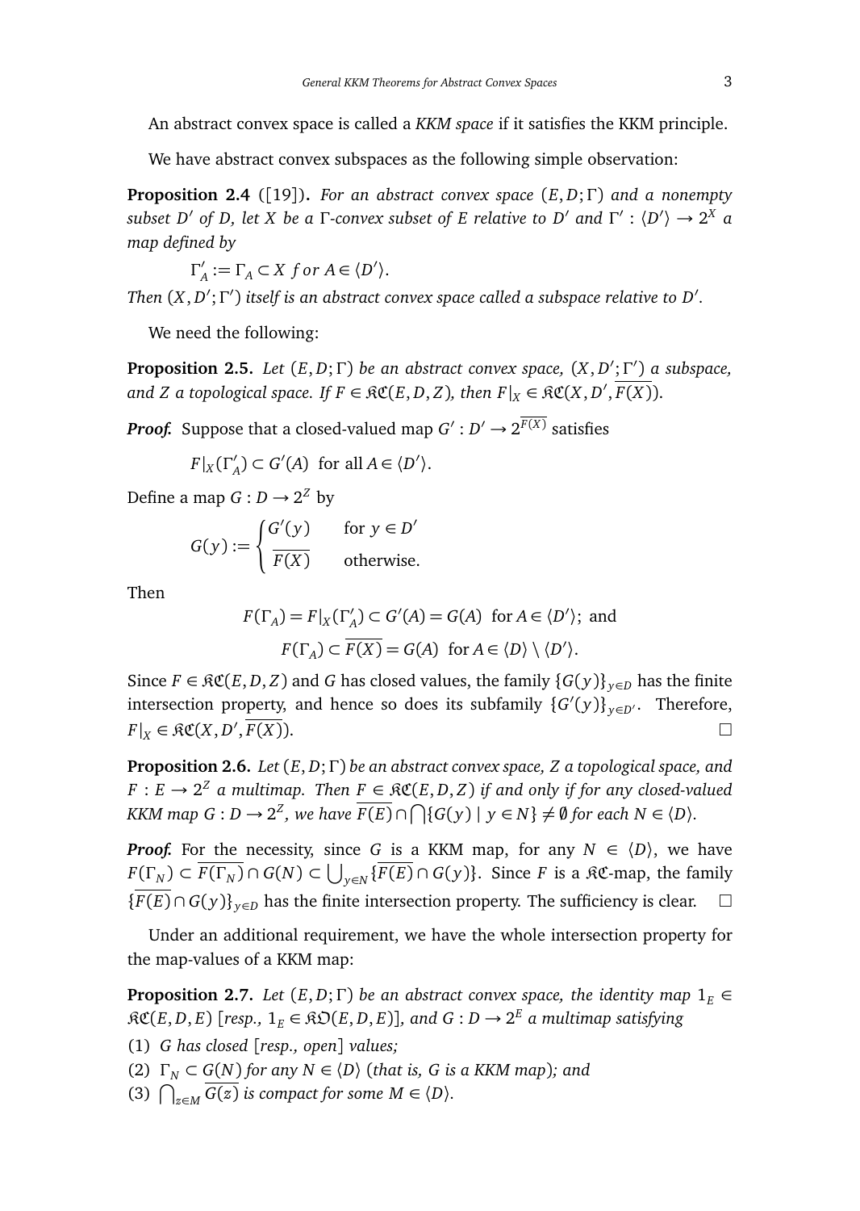An abstract convex space is called a *KKM space* if it satisfies the KKM principle.

We have abstract convex subspaces as the following simple observation:

**Proposition 2.4** ([19])**.** *For an abstract convex space $(E, D; \Gamma)$ and a nonempty subset $D'$ of $D$, let $X$ be a $\Gamma$-convex subset of $E$ relative to $D'$ and $\Gamma' : \langle D' \rangle \to 2^X$ a map defined by*

$$\Gamma'_A := \Gamma_A \subset X \ for \ A \in \langle D' \rangle.$$

*Then $(X, D'; \Gamma')$ itself is an abstract convex space called a subspace relative to $D'$.*

We need the following:

**Proposition 2.5.** *Let $(E, D; \Gamma)$ be an abstract convex space, $(X, D'; \Gamma')$ a subspace, and $Z$ a topological space. If $F \in \mathfrak{KC}(E, D, Z)$, then $F|_X \in \mathfrak{KC}(X, D', \overline{F(X)})$.*

***Proof.*** Suppose that a closed-valued map $G' : D' \to 2^{\overline{F(X)}}$ satisfies

$$F|_X(\Gamma'_A) \subset G'(A) \ \text{ for all } A \in \langle D' \rangle.$$

Define a map $G : D \to 2^Z$ by

$$G(y) := \begin{cases} G'(y) & \text{for } y \in D' \\ \overline{F(X)} & \text{otherwise.} \end{cases}$$

Then

$$F(\Gamma_A) = F|_X(\Gamma'_A) \subset G'(A) = G(A) \ \text{ for } A \in \langle D' \rangle; \text{ and}$$
$$F(\Gamma_A) \subset \overline{F(X)} = G(A) \ \text{ for } A \in \langle D \rangle \setminus \langle D' \rangle.$$

Since $F \in \mathfrak{KC}(E, D, Z)$ and $G$ has closed values, the family $\{G(y)\}_{y \in D}$ has the finite intersection property, and hence so does its subfamily $\{G'(y)\}_{y \in D'}$. Therefore, $F|_X \in \mathfrak{KC}(X, D', \overline{F(X)})$. □

**Proposition 2.6.** *Let $(E, D; \Gamma)$ be an abstract convex space, $Z$ a topological space, and $F : E \to 2^Z$ a multimap. Then $F \in \mathfrak{KC}(E, D, Z)$ if and only if for any closed-valued KKM map $G : D \to 2^Z$, we have $\overline{F(E)} \cap \bigcap \{G(y) \mid y \in N\} \neq \emptyset$ for each $N \in \langle D \rangle$.*

***Proof.*** For the necessity, since $G$ is a KKM map, for any $N \in \langle D \rangle$, we have $F(\Gamma_N) \subset \overline{F(\Gamma_N)} \cap G(N) \subset \bigcup_{y \in N} \{\overline{F(E)} \cap G(y)\}$. Since $F$ is a $\mathfrak{KC}$-map, the family $\{\overline{F(E)} \cap G(y)\}_{y \in D}$ has the finite intersection property. The sufficiency is clear. □

Under an additional requirement, we have the whole intersection property for the map-values of a KKM map:

**Proposition 2.7.** *Let $(E, D; \Gamma)$ be an abstract convex space, the identity map $1_E \in \mathfrak{KC}(E, D, E)$ [resp., $1_E \in \mathfrak{KO}(E, D, E)$], and $G : D \to 2^E$ a multimap satisfying*

(1) *$G$ has closed [resp., open] values;*

(2) *$\Gamma_N \subset G(N)$ for any $N \in \langle D \rangle$ (that is, $G$ is a KKM map); and*

(3) *$\bigcap_{z \in M} \overline{G(z)}$ is compact for some $M \in \langle D \rangle$.*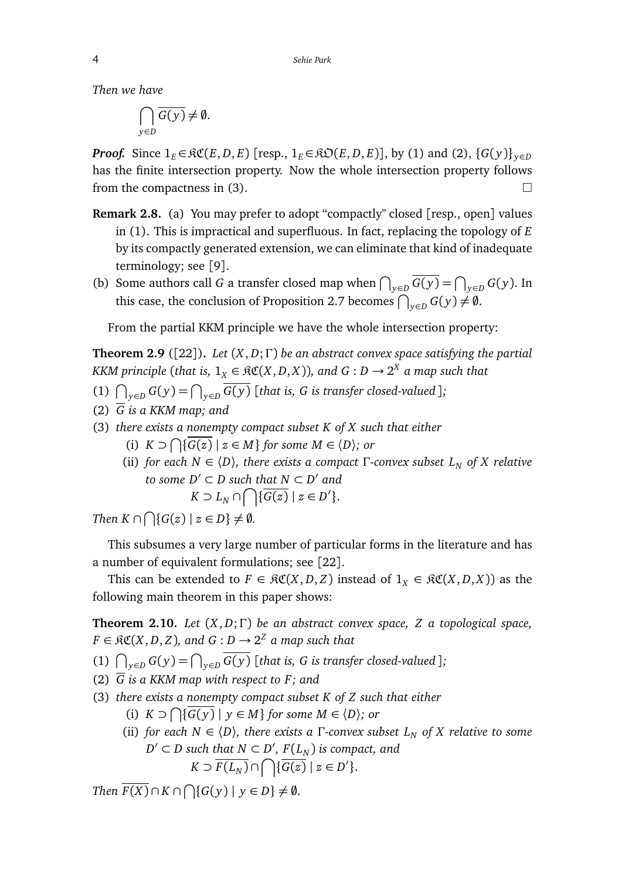*Then we have*

$$\bigcap_{y \in D} \overline{G(y)} \neq \emptyset.$$

***Proof.*** Since $1_E \in \mathfrak{KC}(E, D, E)$ [resp., $1_E \in \mathfrak{KO}(E, D, E)$], by (1) and (2), $\{G(y)\}_{y \in D}$ has the finite intersection property. Now the whole intersection property follows from the compactness in (3). $\square$

**Remark 2.8.** (a) You may prefer to adopt "compactly" closed [resp., open] values in (1). This is impractical and superfluous. In fact, replacing the topology of $E$ by its compactly generated extension, we can eliminate that kind of inadequate terminology; see [9].

(b) Some authors call $G$ a transfer closed map when $\bigcap_{y \in D} \overline{G(y)} = \bigcap_{y \in D} G(y)$. In this case, the conclusion of Proposition 2.7 becomes $\bigcap_{y \in D} G(y) \neq \emptyset$.

From the partial KKM principle we have the whole intersection property:

**Theorem 2.9** ([22]). *Let $(X, D; \Gamma)$ be an abstract convex space satisfying the partial KKM principle (that is, $1_X \in \mathfrak{KC}(X, D, X)$), and $G : D \multimap 2^X$ a map such that*

(1) $\bigcap_{y \in D} G(y) = \bigcap_{y \in D} \overline{G(y)}$ *[that is, $G$ is transfer closed-valued];*

(2) $\overline{G}$ *is a KKM map; and*

(3) *there exists a nonempty compact subset $K$ of $X$ such that either*
   - (i) $K \supset \bigcap \{\overline{G(z)} \mid z \in M\}$ *for some $M \in \langle D \rangle$; or*
   - (ii) *for each $N \in \langle D \rangle$, there exists a compact $\Gamma$-convex subset $L_N$ of $X$ relative to some $D' \subset D$ such that $N \subset D'$ and*
   $$K \supset L_N \cap \bigcap \{\overline{G(z)} \mid z \in D'\}.$$

*Then $K \cap \bigcap \{G(z) \mid z \in D\} \neq \emptyset$.*

This subsumes a very large number of particular forms in the literature and has a number of equivalent formulations; see [22].

This can be extended to $F \in \mathfrak{KC}(X, D, Z)$ instead of $1_X \in \mathfrak{KC}(X, D, X)$ as the following main theorem in this paper shows:

**Theorem 2.10.** *Let $(X, D; \Gamma)$ be an abstract convex space, $Z$ a topological space, $F \in \mathfrak{KC}(X, D, Z)$, and $G : D \multimap 2^Z$ a map such that*

(1) $\bigcap_{y \in D} G(y) = \bigcap_{y \in D} \overline{G(y)}$ *[that is, $G$ is transfer closed-valued];*

(2) $\overline{G}$ *is a KKM map with respect to $F$; and*

(3) *there exists a nonempty compact subset $K$ of $Z$ such that either*
   - (i) $K \supset \bigcap \{\overline{G(y)} \mid y \in M\}$ *for some $M \in \langle D \rangle$; or*
   - (ii) *for each $N \in \langle D \rangle$, there exists a $\Gamma$-convex subset $L_N$ of $X$ relative to some $D' \subset D$ such that $N \subset D'$, $F(L_N)$ is compact, and*
   $$K \supset \overline{F(L_N)} \cap \bigcap \{\overline{G(z)} \mid z \in D'\}.$$

*Then $\overline{F(X)} \cap K \cap \bigcap \{G(y) \mid y \in D\} \neq \emptyset$.*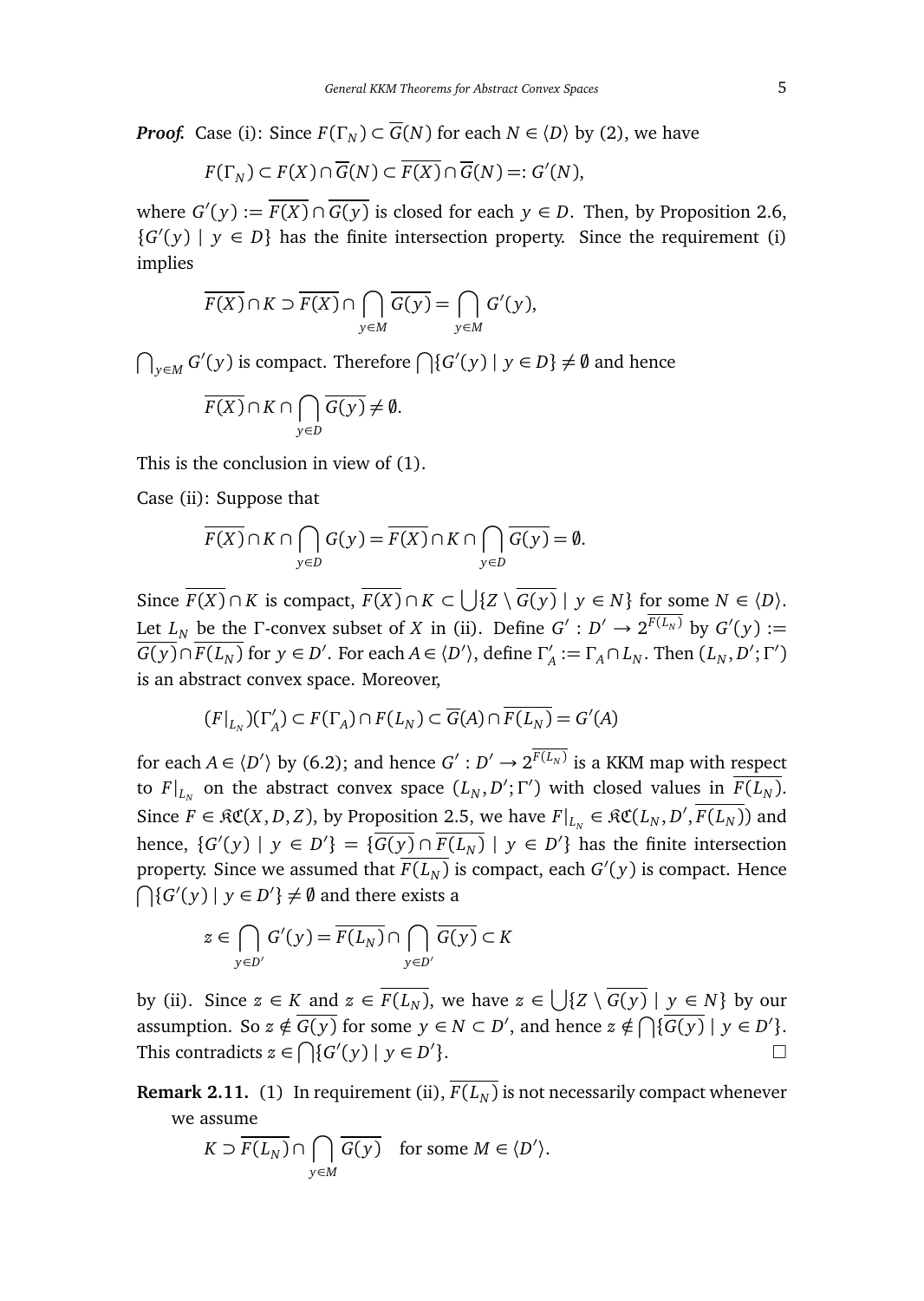***Proof.*** Case (i): Since $F(\Gamma_N) \subset \overline{G}(N)$ for each $N \in \langle D \rangle$ by (2), we have

$$F(\Gamma_N) \subset F(X) \cap \overline{G}(N) \subset \overline{F(X)} \cap \overline{G}(N) =: G'(N),$$

where $G'(y) := \overline{F(X)} \cap \overline{G(y)}$ is closed for each $y \in D$. Then, by Proposition 2.6, $\{G'(y) \mid y \in D\}$ has the finite intersection property. Since the requirement (i) implies

$$\overline{F(X)} \cap K \supset \overline{F(X)} \cap \bigcap_{y \in M} \overline{G(y)} = \bigcap_{y \in M} G'(y),$$

$\bigcap_{y \in M} G'(y)$ is compact. Therefore $\bigcap\{G'(y) \mid y \in D\} \neq \emptyset$ and hence

$$\overline{F(X)} \cap K \cap \bigcap_{y \in D} \overline{G(y)} \neq \emptyset.$$

This is the conclusion in view of (1).

Case (ii): Suppose that

$$\overline{F(X)} \cap K \cap \bigcap_{y \in D} G(y) = \overline{F(X)} \cap K \cap \bigcap_{y \in D} \overline{G(y)} = \emptyset.$$

Since $\overline{F(X)} \cap K$ is compact, $\overline{F(X)} \cap K \subset \bigcup\{Z \setminus \overline{G(y)} \mid y \in N\}$ for some $N \in \langle D \rangle$. Let $L_N$ be the $\Gamma$-convex subset of $X$ in (ii). Define $G' : D' \to 2^{\overline{F(L_N)}}$ by $G'(y) := \overline{G(y)} \cap \overline{F(L_N)}$ for $y \in D'$. For each $A \in \langle D' \rangle$, define $\Gamma'_A := \Gamma_A \cap L_N$. Then $(L_N, D'; \Gamma')$ is an abstract convex space. Moreover,

$$(F|_{L_N})(\Gamma'_A) \subset F(\Gamma_A) \cap F(L_N) \subset \overline{G}(A) \cap \overline{F(L_N)} = G'(A)$$

for each $A \in \langle D' \rangle$ by (6.2); and hence $G' : D' \to 2^{\overline{F(L_N)}}$ is a KKM map with respect to $F|_{L_N}$ on the abstract convex space $(L_N, D'; \Gamma')$ with closed values in $\overline{F(L_N)}$. Since $F \in \mathfrak{KC}(X, D, Z)$, by Proposition 2.5, we have $F|_{L_N} \in \mathfrak{KC}(L_N, D', \overline{F(L_N)})$ and hence, $\{G'(y) \mid y \in D'\} = \{\overline{G(y)} \cap \overline{F(L_N)} \mid y \in D'\}$ has the finite intersection property. Since we assumed that $\overline{F(L_N)}$ is compact, each $G'(y)$ is compact. Hence $\bigcap\{G'(y) \mid y \in D'\} \neq \emptyset$ and there exists a

$$z \in \bigcap_{y \in D'} G'(y) = \overline{F(L_N)} \cap \bigcap_{y \in D'} \overline{G(y)} \subset K$$

by (ii). Since $z \in K$ and $z \in \overline{F(L_N)}$, we have $z \in \bigcup\{Z \setminus \overline{G(y)} \mid y \in N\}$ by our assumption. So $z \notin \overline{G(y)}$ for some $y \in N \subset D'$, and hence $z \notin \bigcap\{\overline{G(y)} \mid y \in D'\}$. This contradicts $z \in \bigcap\{G'(y) \mid y \in D'\}$. □

**Remark 2.11.** (1) In requirement (ii), $\overline{F(L_N)}$ is not necessarily compact whenever we assume

$$K \supset \overline{F(L_N)} \cap \bigcap_{y \in M} \overline{G(y)} \quad \text{for some } M \in \langle D' \rangle.$$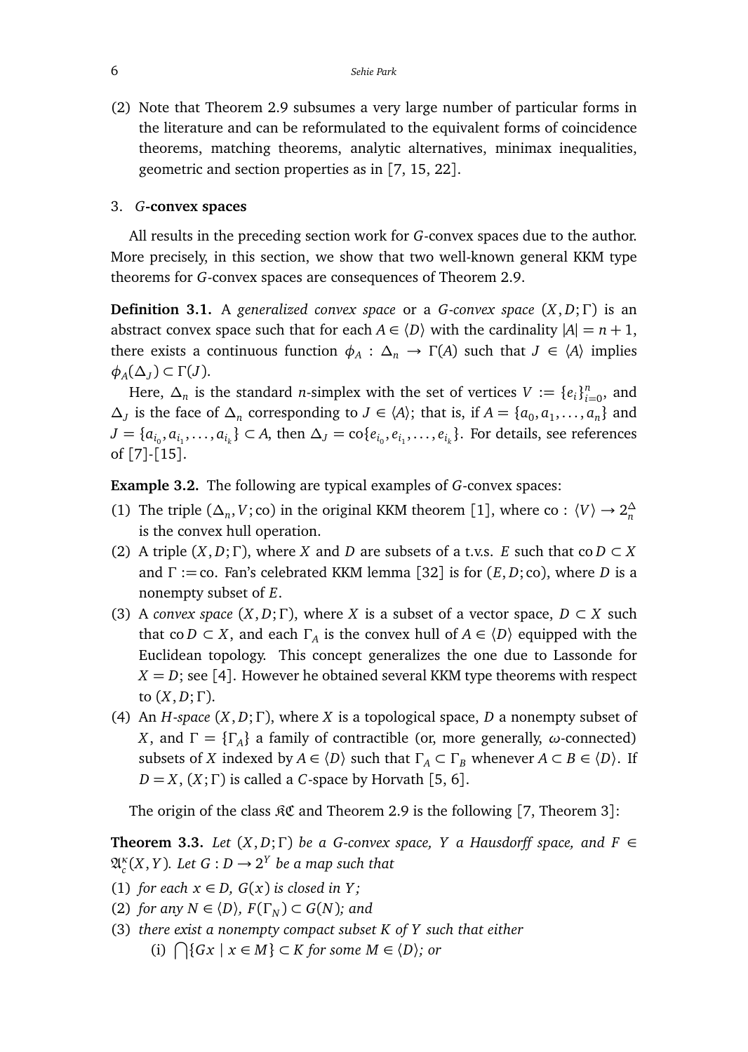(2) Note that Theorem 2.9 subsumes a very large number of particular forms in the literature and can be reformulated to the equivalent forms of coincidence theorems, matching theorems, analytic alternatives, minimax inequalities, geometric and section properties as in [7, 15, 22].

## 3. *G*-convex spaces

All results in the preceding section work for $G$-convex spaces due to the author. More precisely, in this section, we show that two well-known general KKM type theorems for $G$-convex spaces are consequences of Theorem 2.9.

**Definition 3.1.** A *generalized convex space* or a *G-convex space* $(X,D;\Gamma)$ is an abstract convex space such that for each $A \in \langle D \rangle$ with the cardinality $|A| = n+1$, there exists a continuous function $\phi_A : \Delta_n \to \Gamma(A)$ such that $J \in \langle A \rangle$ implies $\phi_A(\Delta_J) \subset \Gamma(J)$.

Here, $\Delta_n$ is the standard $n$-simplex with the set of vertices $V := \{e_i\}_{i=0}^n$, and $\Delta_J$ is the face of $\Delta_n$ corresponding to $J \in \langle A \rangle$; that is, if $A = \{a_0, a_1, \ldots, a_n\}$ and $J = \{a_{i_0}, a_{i_1}, \ldots, a_{i_k}\} \subset A$, then $\Delta_J = \mathrm{co}\{e_{i_0}, e_{i_1}, \ldots, e_{i_k}\}$. For details, see references of [7]-[15].

**Example 3.2.** The following are typical examples of $G$-convex spaces:

(1) The triple $(\Delta_n, V; \mathrm{co})$ in the original KKM theorem [1], where $\mathrm{co} : \langle V \rangle \to 2^{\Delta_n}$ is the convex hull operation.

(2) A triple $(X,D;\Gamma)$, where $X$ and $D$ are subsets of a t.v.s. $E$ such that $\mathrm{co}\, D \subset X$ and $\Gamma := \mathrm{co}$. Fan's celebrated KKM lemma [32] is for $(E,D;\mathrm{co})$, where $D$ is a nonempty subset of $E$.

(3) A *convex space* $(X,D;\Gamma)$, where $X$ is a subset of a vector space, $D \subset X$ such that $\mathrm{co}\, D \subset X$, and each $\Gamma_A$ is the convex hull of $A \in \langle D \rangle$ equipped with the Euclidean topology. This concept generalizes the one due to Lassonde for $X = D$; see [4]. However he obtained several KKM type theorems with respect to $(X,D;\Gamma)$.

(4) An *H-space* $(X,D;\Gamma)$, where $X$ is a topological space, $D$ a nonempty subset of $X$, and $\Gamma = \{\Gamma_A\}$ a family of contractible (or, more generally, $\omega$-connected) subsets of $X$ indexed by $A \in \langle D \rangle$ such that $\Gamma_A \subset \Gamma_B$ whenever $A \subset B \in \langle D \rangle$. If $D = X$, $(X;\Gamma)$ is called a *C*-space by Horvath [5, 6].

The origin of the class $\mathfrak{KC}$ and Theorem 2.9 is the following [7, Theorem 3]:

**Theorem 3.3.** *Let $(X,D;\Gamma)$ be a G-convex space, $Y$ a Hausdorff space, and $F \in \mathfrak{A}_c^\kappa(X,Y)$. Let $G : D \to 2^Y$ be a map such that*

(1) *for each $x \in D$, $G(x)$ is closed in $Y$;*

(2) *for any $N \in \langle D \rangle$, $F(\Gamma_N) \subset G(N)$; and*

(3) *there exist a nonempty compact subset $K$ of $Y$ such that either*

  (i) *$\bigcap\{Gx \mid x \in M\} \subset K$ for some $M \in \langle D \rangle$; or*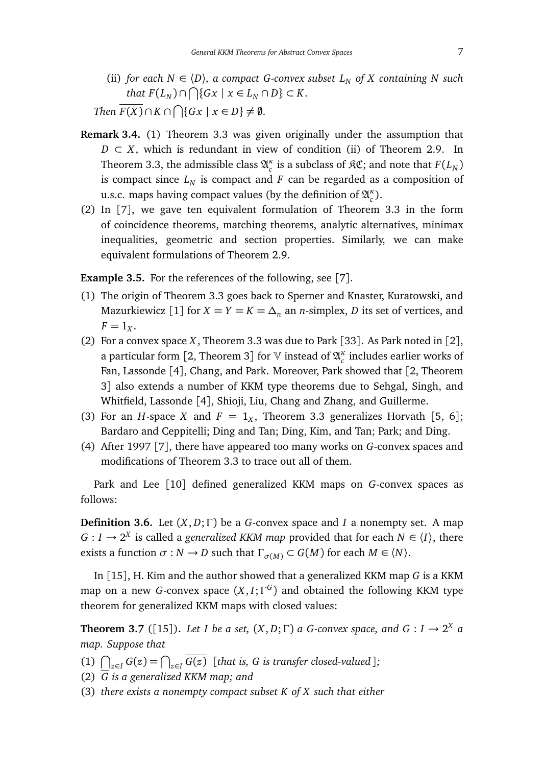(ii) *for each $N \in \langle D\rangle$, a compact $G$-convex subset $L_N$ of $X$ containing $N$ such that $F(L_N) \cap \bigcap\{Gx \mid x \in L_N \cap D\} \subset K$.*

*Then $\overline{F(X)} \cap K \cap \bigcap\{Gx \mid x \in D\} \neq \emptyset$.*

**Remark 3.4.** (1) Theorem 3.3 was given originally under the assumption that $D \subset X$, which is redundant in view of condition (ii) of Theorem 2.9. In Theorem 3.3, the admissible class $\mathfrak{A}_c^\kappa$ is a subclass of $\mathfrak{KC}$; and note that $F(L_N)$ is compact since $L_N$ is compact and $F$ can be regarded as a composition of u.s.c. maps having compact values (by the definition of $\mathfrak{A}_c^\kappa$).

(2) In [7], we gave ten equivalent formulation of Theorem 3.3 in the form of coincidence theorems, matching theorems, analytic alternatives, minimax inequalities, geometric and section properties. Similarly, we can make equivalent formulations of Theorem 2.9.

**Example 3.5.** For the references of the following, see [7].

(1) The origin of Theorem 3.3 goes back to Sperner and Knaster, Kuratowski, and Mazurkiewicz [1] for $X = Y = K = \Delta_n$ an $n$-simplex, $D$ its set of vertices, and $F = 1_X$.
(2) For a convex space $X$, Theorem 3.3 was due to Park [33]. As Park noted in [2], a particular form [2, Theorem 3] for $\mathbb{V}$ instead of $\mathfrak{A}_c^\kappa$ includes earlier works of Fan, Lassonde [4], Chang, and Park. Moreover, Park showed that [2, Theorem 3] also extends a number of KKM type theorems due to Sehgal, Singh, and Whitfield, Lassonde [4], Shioji, Liu, Chang and Zhang, and Guillerme.
(3) For an $H$-space $X$ and $F = 1_X$, Theorem 3.3 generalizes Horvath [5, 6]; Bardaro and Ceppitelli; Ding and Tan; Ding, Kim, and Tan; Park; and Ding.
(4) After 1997 [7], there have appeared too many works on $G$-convex spaces and modifications of Theorem 3.3 to trace out all of them.

Park and Lee [10] defined generalized KKM maps on $G$-convex spaces as follows:

**Definition 3.6.** Let $(X, D; \Gamma)$ be a $G$-convex space and $I$ a nonempty set. A map $G : I \to 2^X$ is called a *generalized KKM map* provided that for each $N \in \langle I\rangle$, there exists a function $\sigma : N \to D$ such that $\Gamma_{\sigma(M)} \subset G(M)$ for each $M \in \langle N\rangle$.

In [15], H. Kim and the author showed that a generalized KKM map $G$ is a KKM map on a new $G$-convex space $(X, I; \Gamma^G)$ and obtained the following KKM type theorem for generalized KKM maps with closed values:

**Theorem 3.7** ([15]). *Let $I$ be a set, $(X, D; \Gamma)$ a $G$-convex space, and $G : I \to 2^X$ a map. Suppose that*

(1) $\bigcap_{z\in I} G(z) = \bigcap_{z\in I} \overline{G(z)}$ *[that is, $G$ is transfer closed-valued];*
(2) $\overline{G}$ *is a generalized KKM map; and*
(3) *there exists a nonempty compact subset $K$ of $X$ such that either*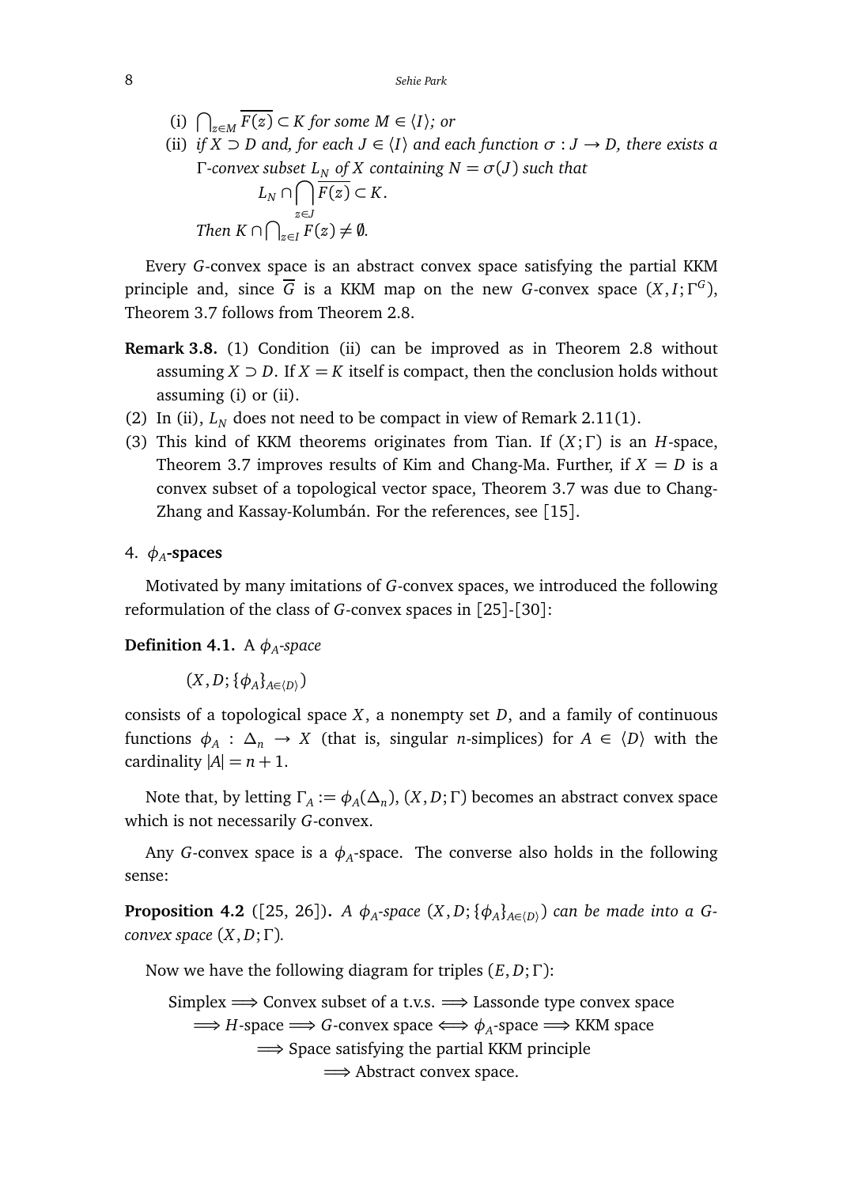(i) $\bigcap_{z \in M} \overline{F(z)} \subset K$ *for some* $M \in \langle I \rangle$*; or*

(ii) *if* $X \supset D$ *and, for each* $J \in \langle I \rangle$ *and each function* $\sigma : J \to D$*, there exists a* $\Gamma$*-convex subset* $L_N$ *of* $X$ *containing* $N = \sigma(J)$ *such that*

$$L_N \cap \bigcap_{z \in J} \overline{F(z)} \subset K.$$

*Then* $K \cap \bigcap_{z \in I} F(z) \neq \emptyset$*.*

Every $G$-convex space is an abstract convex space satisfying the partial KKM principle and, since $\overline{G}$ is a KKM map on the new $G$-convex space $(X, I; \Gamma^G)$, Theorem 3.7 follows from Theorem 2.8.

**Remark 3.8.** (1) Condition (ii) can be improved as in Theorem 2.8 without assuming $X \supset D$. If $X = K$ itself is compact, then the conclusion holds without assuming (i) or (ii).

(2) In (ii), $L_N$ does not need to be compact in view of Remark 2.11(1).

(3) This kind of KKM theorems originates from Tian. If $(X; \Gamma)$ is an $H$-space, Theorem 3.7 improves results of Kim and Chang-Ma. Further, if $X = D$ is a convex subset of a topological vector space, Theorem 3.7 was due to Chang-Zhang and Kassay-Kolumbán. For the references, see [15].

## 4. $\phi_A$-spaces

Motivated by many imitations of $G$-convex spaces, we introduced the following reformulation of the class of $G$-convex spaces in [25]-[30]:

**Definition 4.1.** A $\phi_A$*-space*

$$(X, D; \{\phi_A\}_{A \in \langle D \rangle})$$

consists of a topological space $X$, a nonempty set $D$, and a family of continuous functions $\phi_A : \Delta_n \to X$ (that is, singular $n$-simplices) for $A \in \langle D \rangle$ with the cardinality $|A| = n + 1$.

Note that, by letting $\Gamma_A := \phi_A(\Delta_n)$, $(X, D; \Gamma)$ becomes an abstract convex space which is not necessarily $G$-convex.

Any $G$-convex space is a $\phi_A$-space. The converse also holds in the following sense:

**Proposition 4.2** ([25, 26])**.** *A* $\phi_A$*-space* $(X, D; \{\phi_A\}_{A \in \langle D \rangle})$ *can be made into a* $G$*-convex space* $(X, D; \Gamma)$*.*

Now we have the following diagram for triples $(E, D; \Gamma)$:

Simplex $\Longrightarrow$ Convex subset of a t.v.s. $\Longrightarrow$ Lassonde type convex space
$\Longrightarrow$ $H$-space $\Longrightarrow$ $G$-convex space $\Longleftrightarrow$ $\phi_A$-space $\Longrightarrow$ KKM space
$\Longrightarrow$ Space satisfying the partial KKM principle
$\Longrightarrow$ Abstract convex space.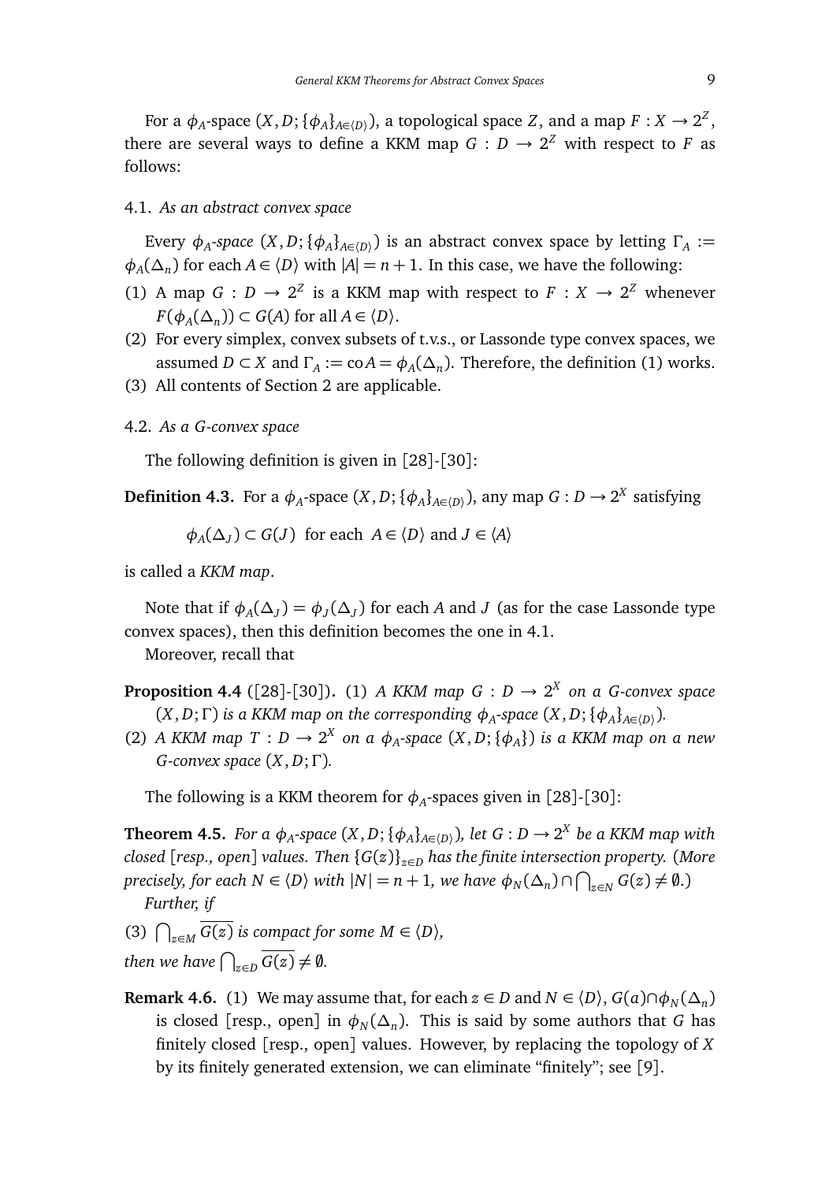For a $\phi_A$-space $(X, D; \{\phi_A\}_{A\in\langle D\rangle})$, a topological space $Z$, and a map $F : X \to 2^Z$, there are several ways to define a KKM map $G : D \to 2^Z$ with respect to $F$ as follows:

### 4.1. *As an abstract convex space*

Every $\phi_A$*-space* $(X, D; \{\phi_A\}_{A\in\langle D\rangle})$ is an abstract convex space by letting $\Gamma_A := \phi_A(\Delta_n)$ for each $A \in \langle D\rangle$ with $|A| = n + 1$. In this case, we have the following:

(1) A map $G : D \to 2^Z$ is a KKM map with respect to $F : X \to 2^Z$ whenever $F(\phi_A(\Delta_n)) \subset G(A)$ for all $A \in \langle D\rangle$.

(2) For every simplex, convex subsets of t.v.s., or Lassonde type convex spaces, we assumed $D \subset X$ and $\Gamma_A := \mathrm{co}A = \phi_A(\Delta_n)$. Therefore, the definition (1) works.

(3) All contents of Section 2 are applicable.

### 4.2. *As a G-convex space*

The following definition is given in [28]-[30]:

**Definition 4.3.** For a $\phi_A$-space $(X, D; \{\phi_A\}_{A\in\langle D\rangle})$, any map $G : D \to 2^X$ satisfying

$$\phi_A(\Delta_J) \subset G(J) \ \text{ for each } \ A \in \langle D\rangle \text{ and } J \in \langle A\rangle$$

is called a *KKM map*.

Note that if $\phi_A(\Delta_J) = \phi_J(\Delta_J)$ for each $A$ and $J$ (as for the case Lassonde type convex spaces), then this definition becomes the one in 4.1.

Moreover, recall that

**Proposition 4.4** ([28]-[30]). (1) *A KKM map $G : D \to 2^X$ on a G-convex space $(X, D; \Gamma)$ is a KKM map on the corresponding $\phi_A$-space $(X, D; \{\phi_A\}_{A\in\langle D\rangle})$.*

(2) *A KKM map $T : D \to 2^X$ on a $\phi_A$-space $(X, D; \{\phi_A\})$ is a KKM map on a new G-convex space $(X, D; \Gamma)$.*

The following is a KKM theorem for $\phi_A$-spaces given in [28]-[30]:

**Theorem 4.5.** *For a $\phi_A$-space $(X, D; \{\phi_A\}_{A\in\langle D\rangle})$, let $G : D \to 2^X$ be a KKM map with closed [resp., open] values. Then $\{G(z)\}_{z\in D}$ has the finite intersection property. (More precisely, for each $N \in \langle D\rangle$ with $|N| = n+1$, we have $\phi_N(\Delta_n) \cap \bigcap_{z\in N} G(z) \neq \emptyset$.)*

*Further, if*

(3) $\bigcap_{z\in M} \overline{G(z)}$ *is compact for some $M \in \langle D\rangle$,*

*then we have $\bigcap_{z\in D} \overline{G(z)} \neq \emptyset$.*

**Remark 4.6.** (1) We may assume that, for each $z \in D$ and $N \in \langle D\rangle$, $G(a) \cap \phi_N(\Delta_n)$ is closed [resp., open] in $\phi_N(\Delta_n)$. This is said by some authors that $G$ has finitely closed [resp., open] values. However, by replacing the topology of $X$ by its finitely generated extension, we can eliminate "finitely"; see [9].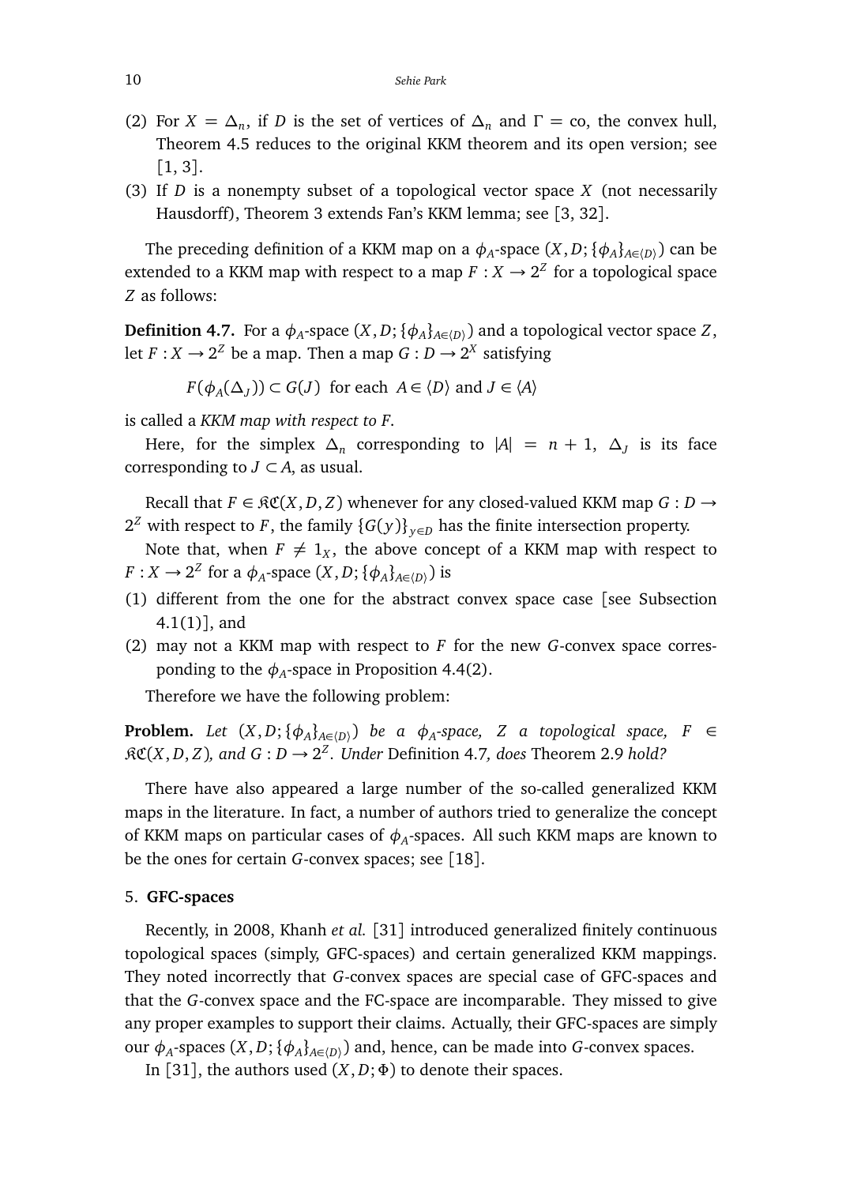(2) For $X = \Delta_n$, if $D$ is the set of vertices of $\Delta_n$ and $\Gamma = \text{co}$, the convex hull, Theorem 4.5 reduces to the original KKM theorem and its open version; see [1, 3].
(3) If $D$ is a nonempty subset of a topological vector space $X$ (not necessarily Hausdorff), Theorem 3 extends Fan's KKM lemma; see [3, 32].

The preceding definition of a KKM map on a $\phi_A$-space $(X, D; \{\phi_A\}_{A \in \langle D \rangle})$ can be extended to a KKM map with respect to a map $F : X \to 2^Z$ for a topological space $Z$ as follows:

**Definition 4.7.** For a $\phi_A$-space $(X, D; \{\phi_A\}_{A \in \langle D \rangle})$ and a topological vector space $Z$, let $F : X \to 2^Z$ be a map. Then a map $G : D \to 2^X$ satisfying

$$F(\phi_A(\Delta_J)) \subset G(J) \ \text{ for each } \ A \in \langle D \rangle \text{ and } J \in \langle A \rangle$$

is called a *KKM map with respect to F*.

Here, for the simplex $\Delta_n$ corresponding to $|A| = n + 1$, $\Delta_J$ is its face corresponding to $J \subset A$, as usual.

Recall that $F \in \mathfrak{KC}(X, D, Z)$ whenever for any closed-valued KKM map $G : D \to 2^Z$ with respect to $F$, the family $\{G(y)\}_{y \in D}$ has the finite intersection property.

Note that, when $F \neq 1_X$, the above concept of a KKM map with respect to $F : X \to 2^Z$ for a $\phi_A$-space $(X, D; \{\phi_A\}_{A \in \langle D \rangle})$ is

(1) different from the one for the abstract convex space case [see Subsection 4.1(1)], and
(2) may not a KKM map with respect to $F$ for the new $G$-convex space corresponding to the $\phi_A$-space in Proposition 4.4(2).

Therefore we have the following problem:

**Problem.** *Let $(X, D; \{\phi_A\}_{A \in \langle D \rangle})$ be a $\phi_A$-space, $Z$ a topological space, $F \in \mathfrak{KC}(X, D, Z)$, and $G : D \to 2^Z$. Under* Definition 4.7*, does* Theorem 2.9 *hold?*

There have also appeared a large number of the so-called generalized KKM maps in the literature. In fact, a number of authors tried to generalize the concept of KKM maps on particular cases of $\phi_A$-spaces. All such KKM maps are known to be the ones for certain $G$-convex spaces; see [18].

## 5. GFC-spaces

Recently, in 2008, Khanh *et al.* [31] introduced generalized finitely continuous topological spaces (simply, GFC-spaces) and certain generalized KKM mappings. They noted incorrectly that $G$-convex spaces are special case of GFC-spaces and that the $G$-convex space and the FC-space are incomparable. They missed to give any proper examples to support their claims. Actually, their GFC-spaces are simply our $\phi_A$-spaces $(X, D; \{\phi_A\}_{A \in \langle D \rangle})$ and, hence, can be made into $G$-convex spaces.

In [31], the authors used $(X, D; \Phi)$ to denote their spaces.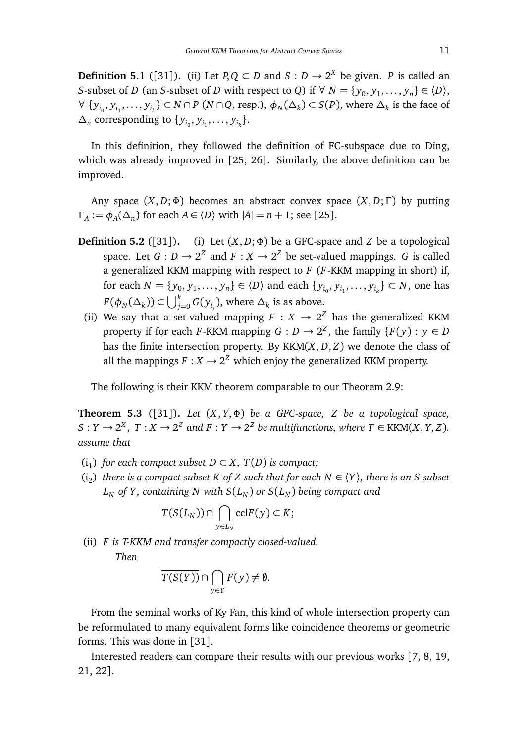**Definition 5.1** ([31]). (ii) Let $P, Q \subset D$ and $S : D \to 2^X$ be given. $P$ is called an $S$-subset of $D$ (an $S$-subset of $D$ with respect to $Q$) if $\forall\ N = \{y_0, y_1, \ldots, y_n\} \in \langle D \rangle$, $\forall\ \{y_{i_0}, y_{i_1}, \ldots, y_{i_k}\} \subset N \cap P$ ($N \cap Q$, resp.), $\phi_N(\Delta_k) \subset S(P)$, where $\Delta_k$ is the face of $\Delta_n$ corresponding to $\{y_{i_0}, y_{i_1}, \ldots, y_{i_k}\}$.

In this definition, they followed the definition of FC-subspace due to Ding, which was already improved in [25, 26]. Similarly, the above definition can be improved.

Any space $(X, D; \Phi)$ becomes an abstract convex space $(X, D; \Gamma)$ by putting $\Gamma_A := \phi_A(\Delta_n)$ for each $A \in \langle D \rangle$ with $|A| = n+1$; see [25].

**Definition 5.2** ([31]).

(i) Let $(X, D; \Phi)$ be a GFC-space and $Z$ be a topological space. Let $G : D \to 2^Z$ and $F : X \to 2^Z$ be set-valued mappings. $G$ is called a generalized KKM mapping with respect to $F$ ($F$-KKM mapping in short) if, for each $N = \{y_0, y_1, \ldots, y_n\} \in \langle D \rangle$ and each $\{y_{i_0}, y_{i_1}, \ldots, y_{i_k}\} \subset N$, one has $F(\phi_N(\Delta_k)) \subset \bigcup_{j=0}^{k} G(y_{i_j})$, where $\Delta_k$ is as above.

(ii) We say that a set-valued mapping $F : X \to 2^Z$ has the generalized KKM property if for each $F$-KKM mapping $G : D \to 2^Z$, the family $\{\overline{F(y)} : y \in D$ has the finite intersection property. By $\mathrm{KKM}(X, D, Z)$ we denote the class of all the mappings $F : X \to 2^Z$ which enjoy the generalized KKM property.

The following is their KKM theorem comparable to our Theorem 2.9:

**Theorem 5.3** ([31]). *Let $(X, Y, \Phi)$ be a GFC-space, $Z$ be a topological space, $S : Y \to 2^X$, $T : X \to 2^Z$ and $F : Y \to 2^Z$ be multifunctions, where $T \in \mathrm{KKM}(X, Y, Z)$. assume that*

($\mathrm{i}_1$) *for each compact subset $D \subset X$, $\overline{T(D)}$ is compact;*

($\mathrm{i}_2$) *there is a compact subset $K$ of $Z$ such that for each $N \in \langle Y \rangle$, there is an $S$-subset $L_N$ of $Y$, containing $N$ with $S(L_N)$ or $\overline{S(L_N)}$ being compact and*

$$\overline{T(S(L_N))} \cap \bigcap_{y \in L_N} \mathrm{ccl}F(y) \subset K;$$

(ii) *$F$ is $T$-KKM and transfer compactly closed-valued.*

*Then*

$$\overline{T(S(Y))} \cap \bigcap_{y \in Y} F(y) \neq \emptyset.$$

From the seminal works of Ky Fan, this kind of whole intersection property can be reformulated to many equivalent forms like coincidence theorems or geometric forms. This was done in [31].

Interested readers can compare their results with our previous works [7, 8, 19, 21, 22].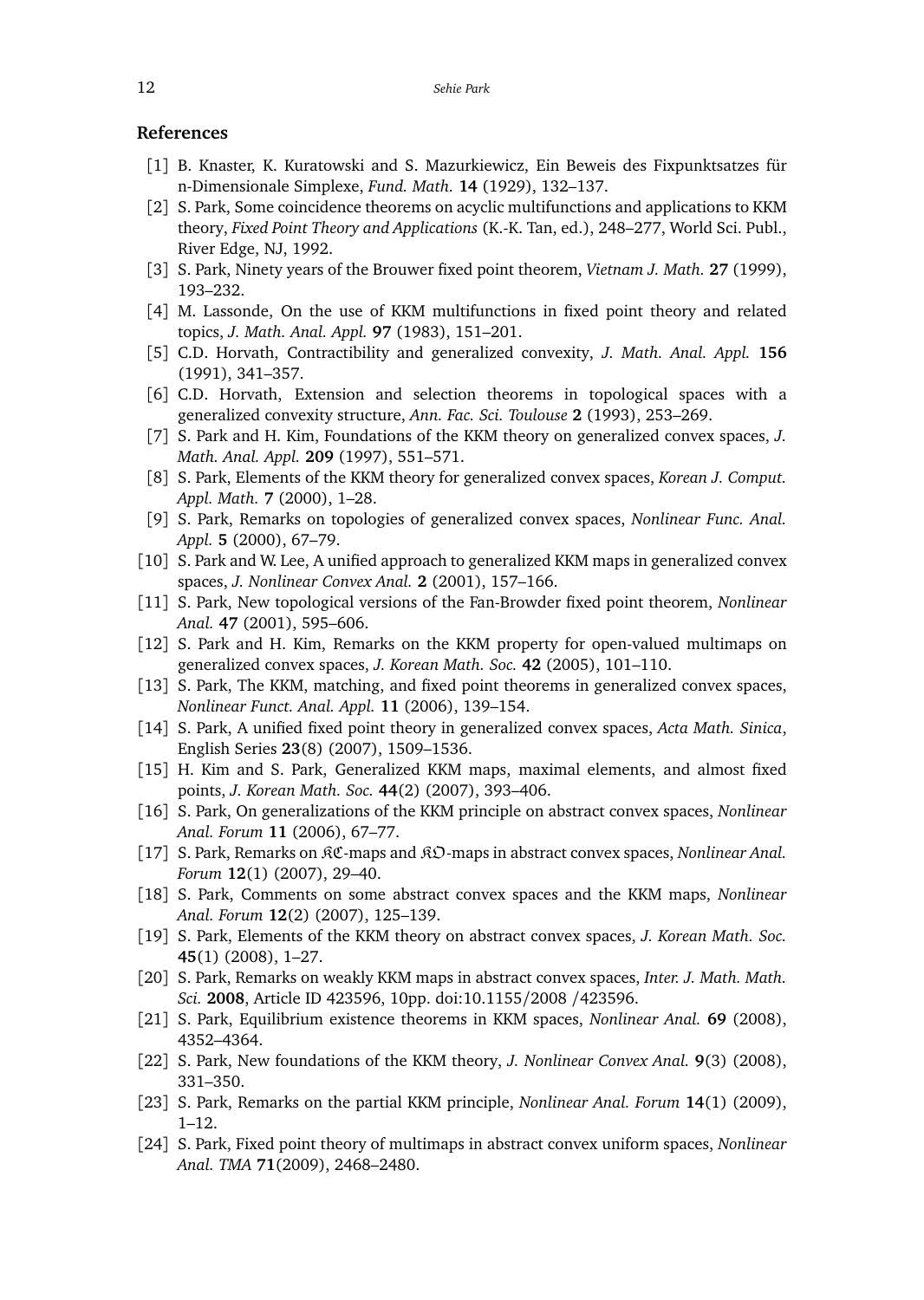## References

[1] B. Knaster, K. Kuratowski and S. Mazurkiewicz, Ein Beweis des Fixpunktsatzes für n-Dimensionale Simplexe, *Fund. Math.* **14** (1929), 132–137.

[2] S. Park, Some coincidence theorems on acyclic multifunctions and applications to KKM theory, *Fixed Point Theory and Applications* (K.-K. Tan, ed.), 248–277, World Sci. Publ., River Edge, NJ, 1992.

[3] S. Park, Ninety years of the Brouwer fixed point theorem, *Vietnam J. Math.* **27** (1999), 193–232.

[4] M. Lassonde, On the use of KKM multifunctions in fixed point theory and related topics, *J. Math. Anal. Appl.* **97** (1983), 151–201.

[5] C.D. Horvath, Contractibility and generalized convexity, *J. Math. Anal. Appl.* **156** (1991), 341–357.

[6] C.D. Horvath, Extension and selection theorems in topological spaces with a generalized convexity structure, *Ann. Fac. Sci. Toulouse* **2** (1993), 253–269.

[7] S. Park and H. Kim, Foundations of the KKM theory on generalized convex spaces, *J. Math. Anal. Appl.* **209** (1997), 551–571.

[8] S. Park, Elements of the KKM theory for generalized convex spaces, *Korean J. Comput. Appl. Math.* **7** (2000), 1–28.

[9] S. Park, Remarks on topologies of generalized convex spaces, *Nonlinear Func. Anal. Appl.* **5** (2000), 67–79.

[10] S. Park and W. Lee, A unified approach to generalized KKM maps in generalized convex spaces, *J. Nonlinear Convex Anal.* **2** (2001), 157–166.

[11] S. Park, New topological versions of the Fan-Browder fixed point theorem, *Nonlinear Anal.* **47** (2001), 595–606.

[12] S. Park and H. Kim, Remarks on the KKM property for open-valued multimaps on generalized convex spaces, *J. Korean Math. Soc.* **42** (2005), 101–110.

[13] S. Park, The KKM, matching, and fixed point theorems in generalized convex spaces, *Nonlinear Funct. Anal. Appl.* **11** (2006), 139–154.

[14] S. Park, A unified fixed point theory in generalized convex spaces, *Acta Math. Sinica*, English Series **23**(8) (2007), 1509–1536.

[15] H. Kim and S. Park, Generalized KKM maps, maximal elements, and almost fixed points, *J. Korean Math. Soc.* **44**(2) (2007), 393–406.

[16] S. Park, On generalizations of the KKM principle on abstract convex spaces, *Nonlinear Anal. Forum* **11** (2006), 67–77.

[17] S. Park, Remarks on $\mathfrak{KC}$-maps and $\mathfrak{KO}$-maps in abstract convex spaces, *Nonlinear Anal. Forum* **12**(1) (2007), 29–40.

[18] S. Park, Comments on some abstract convex spaces and the KKM maps, *Nonlinear Anal. Forum* **12**(2) (2007), 125–139.

[19] S. Park, Elements of the KKM theory on abstract convex spaces, *J. Korean Math. Soc.* **45**(1) (2008), 1–27.

[20] S. Park, Remarks on weakly KKM maps in abstract convex spaces, *Inter. J. Math. Math. Sci.* **2008**, Article ID 423596, 10pp. doi:10.1155/2008 /423596.

[21] S. Park, Equilibrium existence theorems in KKM spaces, *Nonlinear Anal.* **69** (2008), 4352–4364.

[22] S. Park, New foundations of the KKM theory, *J. Nonlinear Convex Anal.* **9**(3) (2008), 331–350.

[23] S. Park, Remarks on the partial KKM principle, *Nonlinear Anal. Forum* **14**(1) (2009), 1–12.

[24] S. Park, Fixed point theory of multimaps in abstract convex uniform spaces, *Nonlinear Anal. TMA* **71**(2009), 2468–2480.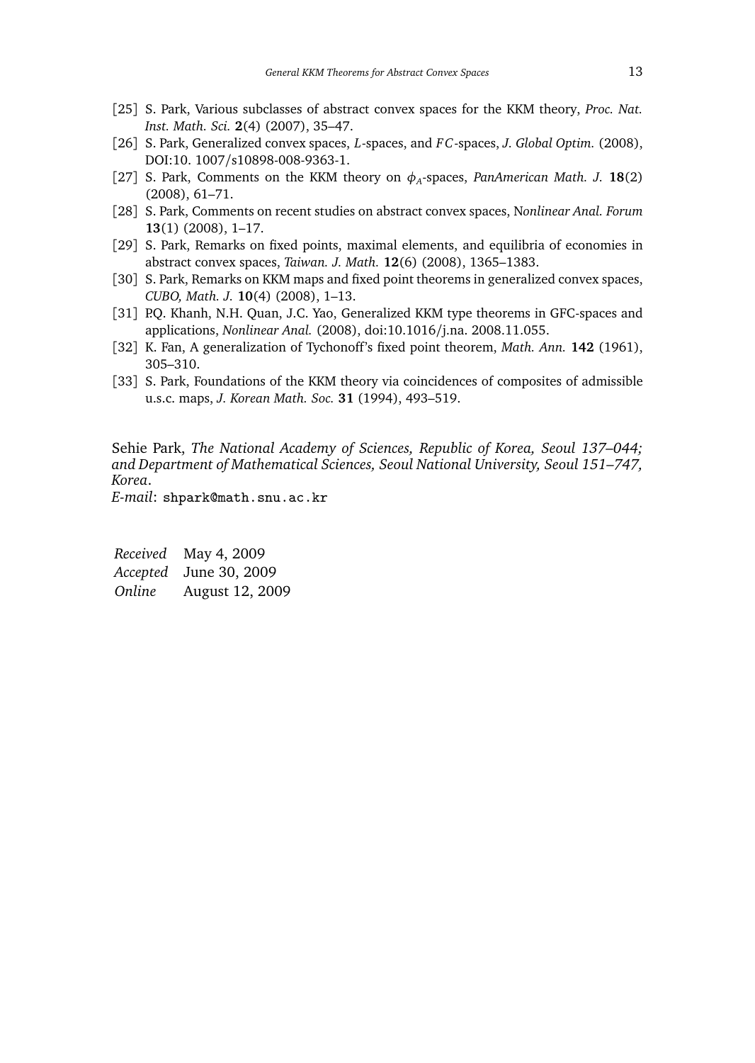[25] S. Park, Various subclasses of abstract convex spaces for the KKM theory, *Proc. Nat. Inst. Math. Sci.* **2**(4) (2007), 35–47.

[26] S. Park, Generalized convex spaces, $L$-spaces, and $FC$-spaces, *J. Global Optim.* (2008), DOI:10. 1007/s10898-008-9363-1.

[27] S. Park, Comments on the KKM theory on $\phi_A$-spaces, *PanAmerican Math. J.* **18**(2) (2008), 61–71.

[28] S. Park, Comments on recent studies on abstract convex spaces, N*onlinear Anal. Forum* **13**(1) (2008), 1–17.

[29] S. Park, Remarks on fixed points, maximal elements, and equilibria of economies in abstract convex spaces, *Taiwan. J. Math.* **12**(6) (2008), 1365–1383.

[30] S. Park, Remarks on KKM maps and fixed point theorems in generalized convex spaces, *CUBO, Math. J.* **10**(4) (2008), 1–13.

[31] P.Q. Khanh, N.H. Quan, J.C. Yao, Generalized KKM type theorems in GFC-spaces and applications, *Nonlinear Anal.* (2008), doi:10.1016/j.na. 2008.11.055.

[32] K. Fan, A generalization of Tychonoff's fixed point theorem, *Math. Ann.* **142** (1961), 305–310.

[33] S. Park, Foundations of the KKM theory via coincidences of composites of admissible u.s.c. maps, *J. Korean Math. Soc.* **31** (1994), 493–519.

Sehie Park, *The National Academy of Sciences, Republic of Korea, Seoul 137–044; and Department of Mathematical Sciences, Seoul National University, Seoul 151–747, Korea*.
*E-mail*: shpark@math.snu.ac.kr

| | |
|---|---|
| *Received* | May 4, 2009 |
| *Accepted* | June 30, 2009 |
| *Online* | August 12, 2009 |